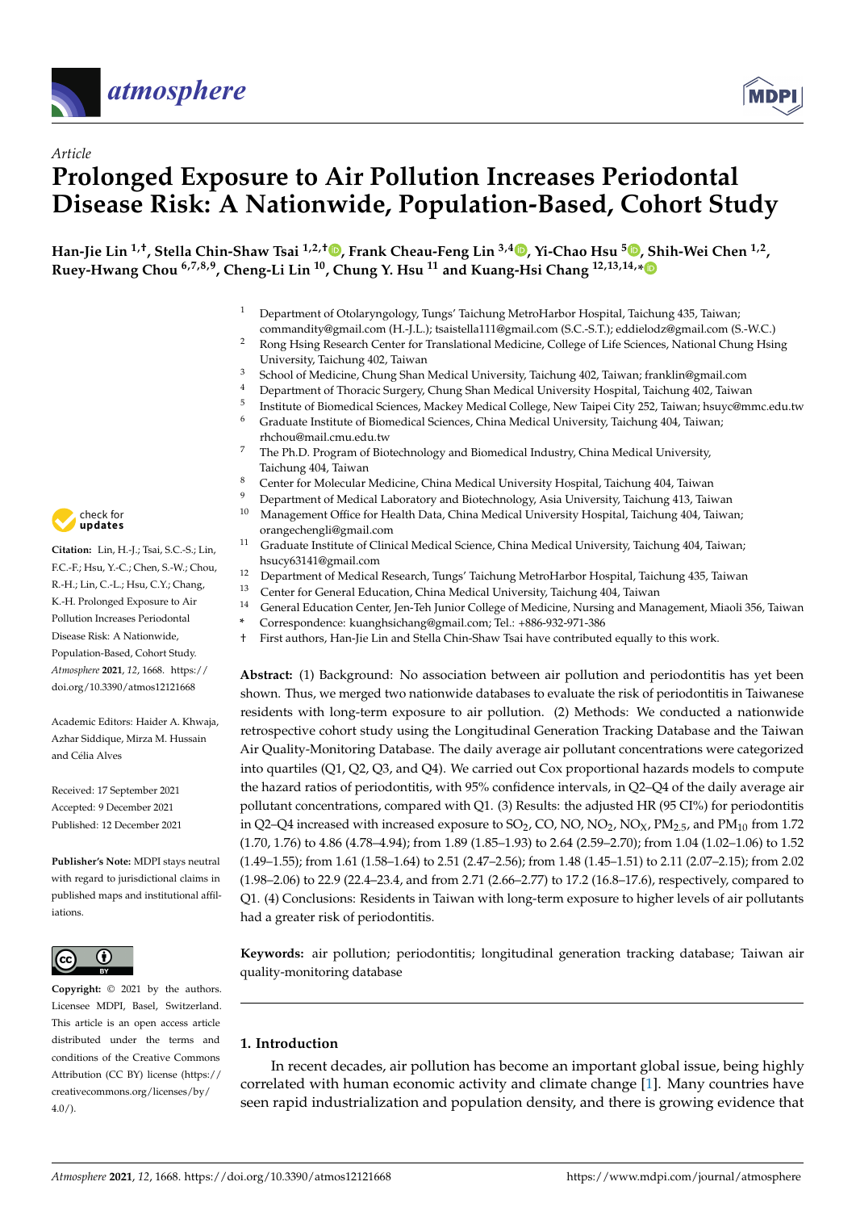*Article*

# Prolonged Exposure to Air Pollution Increases Periodontal Disease Risk: A Nationwide, Population-Based, Cohort Study

**Han-Jie Lin [1,†], Stella Chin-Shaw Tsai [1,2,†], Frank Cheau-Feng Lin [3,4], Yi-Chao Hsu [5], Shih-Wei Chen [1,2], Ruey-Hwang Chou [6,7,8,9], Cheng-Li Lin [10], Chung Y. Hsu [11] and Kuang-Hsi Chang [12,13,14,*]**

1. Department of Otolaryngology, Tungs' Taichung MetroHarbor Hospital, Taichung 435, Taiwan; commandity@gmail.com (H.-J.L.); tsaistella111@gmail.com (S.C.-S.T.); eddielodz@gmail.com (S.-W.C.)
2. Rong Hsing Research Center for Translational Medicine, College of Life Sciences, National Chung Hsing University, Taichung 402, Taiwan
3. School of Medicine, Chung Shan Medical University, Taichung 402, Taiwan; franklin@gmail.com
4. Department of Thoracic Surgery, Chung Shan Medical University Hospital, Taichung 402, Taiwan
5. Institute of Biomedical Sciences, Mackey Medical College, New Taipei City 252, Taiwan; hsuyc@mmc.edu.tw
6. Graduate Institute of Biomedical Sciences, China Medical University, Taichung 404, Taiwan; rhchou@mail.cmu.edu.tw
7. The Ph.D. Program of Biotechnology and Biomedical Industry, China Medical University, Taichung 404, Taiwan
8. Center for Molecular Medicine, China Medical University Hospital, Taichung 404, Taiwan
9. Department of Medical Laboratory and Biotechnology, Asia University, Taichung 413, Taiwan
10. Management Office for Health Data, China Medical University Hospital, Taichung 404, Taiwan; orangechengli@gmail.com
11. Graduate Institute of Clinical Medical Science, China Medical University, Taichung 404, Taiwan; hsucy63141@gmail.com
12. Department of Medical Research, Tungs' Taichung MetroHarbor Hospital, Taichung 435, Taiwan
13. Center for General Education, China Medical University, Taichung 404, Taiwan
14. General Education Center, Jen-Teh Junior College of Medicine, Nursing and Management, Miaoli 356, Taiwan

\* Correspondence: kuanghsichang@gmail.com; Tel.: +886-932-971-386

† First authors, Han-Jie Lin and Stella Chin-Shaw Tsai have contributed equally to this work.

**Citation:** Lin, H.-J.; Tsai, S.C.-S.; Lin, F.C.-F.; Hsu, Y.-C.; Chen, S.-W.; Chou, R.-H.; Lin, C.-L.; Hsu, C.Y.; Chang, K.-H. Prolonged Exposure to Air Pollution Increases Periodontal Disease Risk: A Nationwide, Population-Based, Cohort Study. *Atmosphere* **2021**, *12*, 1668. https://doi.org/10.3390/atmos12121668

Academic Editors: Haider A. Khwaja, Azhar Siddique, Mirza M. Hussain and Célia Alves

Received: 17 September 2021
Accepted: 9 December 2021
Published: 12 December 2021

**Publisher's Note:** MDPI stays neutral with regard to jurisdictional claims in published maps and institutional affiliations.

**Copyright:** © 2021 by the authors. Licensee MDPI, Basel, Switzerland. This article is an open access article distributed under the terms and conditions of the Creative Commons Attribution (CC BY) license (https://creativecommons.org/licenses/by/4.0/).

**Abstract:** (1) Background: No association between air pollution and periodontitis has yet been shown. Thus, we merged two nationwide databases to evaluate the risk of periodontitis in Taiwanese residents with long-term exposure to air pollution. (2) Methods: We conducted a nationwide retrospective cohort study using the Longitudinal Generation Tracking Database and the Taiwan Air Quality-Monitoring Database. The daily average air pollutant concentrations were categorized into quartiles (Q1, Q2, Q3, and Q4). We carried out Cox proportional hazards models to compute the hazard ratios of periodontitis, with 95% confidence intervals, in Q2–Q4 of the daily average air pollutant concentrations, compared with Q1. (3) Results: the adjusted HR (95 CI%) for periodontitis in Q2–Q4 increased with increased exposure to $SO_2$, CO, NO, $NO_2$, $NO_X$, $PM_{2.5}$, and $PM_{10}$ from 1.72 (1.70, 1.76) to 4.86 (4.78–4.94); from 1.89 (1.85–1.93) to 2.64 (2.59–2.70); from 1.04 (1.02–1.06) to 1.52 (1.49–1.55); from 1.61 (1.58–1.64) to 2.51 (2.47–2.56); from 1.48 (1.45–1.51) to 2.11 (2.07–2.15); from 2.02 (1.98–2.06) to 22.9 (22.4–23.4), and from 2.71 (2.66–2.77) to 17.2 (16.8–17.6), respectively, compared to Q1. (4) Conclusions: Residents in Taiwan with long-term exposure to higher levels of air pollutants had a greater risk of periodontitis.

**Keywords:** air pollution; periodontitis; longitudinal generation tracking database; Taiwan air quality-monitoring database

## 1. Introduction

In recent decades, air pollution has become an important global issue, being highly correlated with human economic activity and climate change [1]. Many countries have seen rapid industrialization and population density, and there is growing evidence that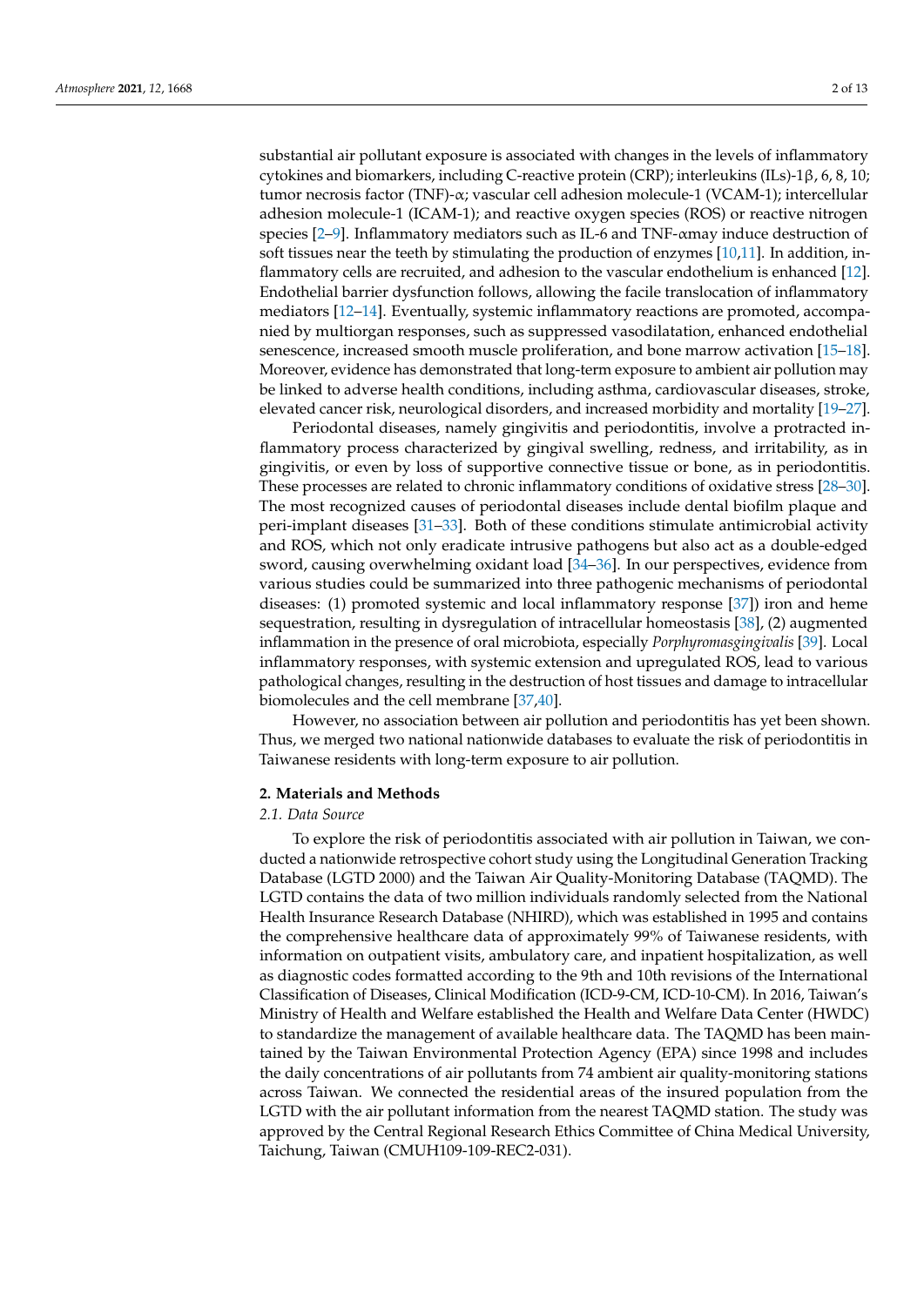substantial air pollutant exposure is associated with changes in the levels of inflammatory cytokines and biomarkers, including C-reactive protein (CRP); interleukins (ILs)-1β, 6, 8, 10; tumor necrosis factor (TNF)-α; vascular cell adhesion molecule-1 (VCAM-1); intercellular adhesion molecule-1 (ICAM-1); and reactive oxygen species (ROS) or reactive nitrogen species [2–9]. Inflammatory mediators such as IL-6 and TNF-αmay induce destruction of soft tissues near the teeth by stimulating the production of enzymes [10,11]. In addition, inflammatory cells are recruited, and adhesion to the vascular endothelium is enhanced [12]. Endothelial barrier dysfunction follows, allowing the facile translocation of inflammatory mediators [12–14]. Eventually, systemic inflammatory reactions are promoted, accompanied by multiorgan responses, such as suppressed vasodilatation, enhanced endothelial senescence, increased smooth muscle proliferation, and bone marrow activation [15–18]. Moreover, evidence has demonstrated that long-term exposure to ambient air pollution may be linked to adverse health conditions, including asthma, cardiovascular diseases, stroke, elevated cancer risk, neurological disorders, and increased morbidity and mortality [19–27].

Periodontal diseases, namely gingivitis and periodontitis, involve a protracted inflammatory process characterized by gingival swelling, redness, and irritability, as in gingivitis, or even by loss of supportive connective tissue or bone, as in periodontitis. These processes are related to chronic inflammatory conditions of oxidative stress [28–30]. The most recognized causes of periodontal diseases include dental biofilm plaque and peri-implant diseases [31–33]. Both of these conditions stimulate antimicrobial activity and ROS, which not only eradicate intrusive pathogens but also act as a double-edged sword, causing overwhelming oxidant load [34–36]. In our perspectives, evidence from various studies could be summarized into three pathogenic mechanisms of periodontal diseases: (1) promoted systemic and local inflammatory response [37]) iron and heme sequestration, resulting in dysregulation of intracellular homeostasis [38], (2) augmented inflammation in the presence of oral microbiota, especially *Porphyromasgingivalis* [39]. Local inflammatory responses, with systemic extension and upregulated ROS, lead to various pathological changes, resulting in the destruction of host tissues and damage to intracellular biomolecules and the cell membrane [37,40].

However, no association between air pollution and periodontitis has yet been shown. Thus, we merged two national nationwide databases to evaluate the risk of periodontitis in Taiwanese residents with long-term exposure to air pollution.

## 2. Materials and Methods

### 2.1. Data Source

To explore the risk of periodontitis associated with air pollution in Taiwan, we conducted a nationwide retrospective cohort study using the Longitudinal Generation Tracking Database (LGTD 2000) and the Taiwan Air Quality-Monitoring Database (TAQMD). The LGTD contains the data of two million individuals randomly selected from the National Health Insurance Research Database (NHIRD), which was established in 1995 and contains the comprehensive healthcare data of approximately 99% of Taiwanese residents, with information on outpatient visits, ambulatory care, and inpatient hospitalization, as well as diagnostic codes formatted according to the 9th and 10th revisions of the International Classification of Diseases, Clinical Modification (ICD-9-CM, ICD-10-CM). In 2016, Taiwan's Ministry of Health and Welfare established the Health and Welfare Data Center (HWDC) to standardize the management of available healthcare data. The TAQMD has been maintained by the Taiwan Environmental Protection Agency (EPA) since 1998 and includes the daily concentrations of air pollutants from 74 ambient air quality-monitoring stations across Taiwan. We connected the residential areas of the insured population from the LGTD with the air pollutant information from the nearest TAQMD station. The study was approved by the Central Regional Research Ethics Committee of China Medical University, Taichung, Taiwan (CMUH109-109-REC2-031).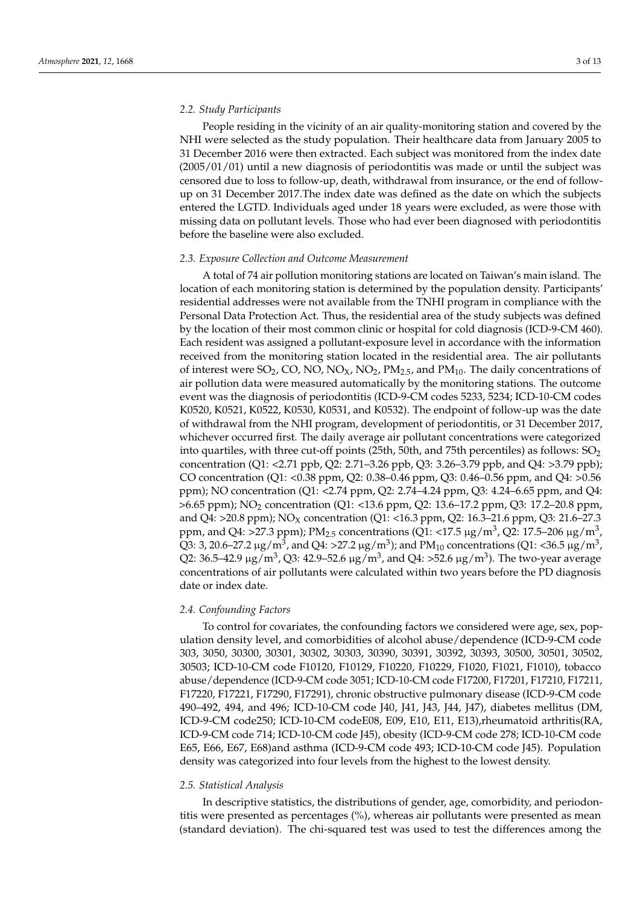### 2.2. Study Participants

People residing in the vicinity of an air quality-monitoring station and covered by the NHI were selected as the study population. Their healthcare data from January 2005 to 31 December 2016 were then extracted. Each subject was monitored from the index date (2005/01/01) until a new diagnosis of periodontitis was made or until the subject was censored due to loss to follow-up, death, withdrawal from insurance, or the end of follow-up on 31 December 2017.The index date was defined as the date on which the subjects entered the LGTD. Individuals aged under 18 years were excluded, as were those with missing data on pollutant levels. Those who had ever been diagnosed with periodontitis before the baseline were also excluded.

### 2.3. Exposure Collection and Outcome Measurement

A total of 74 air pollution monitoring stations are located on Taiwan's main island. The location of each monitoring station is determined by the population density. Participants' residential addresses were not available from the TNHI program in compliance with the Personal Data Protection Act. Thus, the residential area of the study subjects was defined by the location of their most common clinic or hospital for cold diagnosis (ICD-9-CM 460). Each resident was assigned a pollutant-exposure level in accordance with the information received from the monitoring station located in the residential area. The air pollutants of interest were $SO_2$, CO, NO, $NO_X$, $NO_2$, $PM_{2.5}$, and $PM_{10}$. The daily concentrations of air pollution data were measured automatically by the monitoring stations. The outcome event was the diagnosis of periodontitis (ICD-9-CM codes 5233, 5234; ICD-10-CM codes K0520, K0521, K0522, K0530, K0531, and K0532). The endpoint of follow-up was the date of withdrawal from the NHI program, development of periodontitis, or 31 December 2017, whichever occurred first. The daily average air pollutant concentrations were categorized into quartiles, with three cut-off points (25th, 50th, and 75th percentiles) as follows: $SO_2$ concentration (Q1: <2.71 ppb, Q2: 2.71–3.26 ppb, Q3: 3.26–3.79 ppb, and Q4: >3.79 ppb); CO concentration (Q1: <0.38 ppm, Q2: 0.38–0.46 ppm, Q3: 0.46–0.56 ppm, and Q4: >0.56 ppm); NO concentration (Q1: <2.74 ppm, Q2: 2.74–4.24 ppm, Q3: 4.24–6.65 ppm, and Q4: >6.65 ppm); $NO_2$ concentration (Q1: <13.6 ppm, Q2: 13.6–17.2 ppm, Q3: 17.2–20.8 ppm, and Q4: >20.8 ppm); $NO_X$ concentration (Q1: <16.3 ppm, Q2: 16.3–21.6 ppm, Q3: 21.6–27.3 ppm, and Q4: >27.3 ppm); $PM_{2.5}$ concentrations (Q1: <17.5 $\mu g/m^3$, Q2: 17.5–206 $\mu g/m^3$, Q3: 3, 20.6–27.2 $\mu g/m^3$, and Q4: >27.2 $\mu g/m^3$); and $PM_{10}$ concentrations (Q1: <36.5 $\mu g/m^3$, Q2: 36.5–42.9 $\mu g/m^3$, Q3: 42.9–52.6 $\mu g/m^3$, and Q4: >52.6 $\mu g/m^3$). The two-year average concentrations of air pollutants were calculated within two years before the PD diagnosis date or index date.

### 2.4. Confounding Factors

To control for covariates, the confounding factors we considered were age, sex, population density level, and comorbidities of alcohol abuse/dependence (ICD-9-CM code 303, 3050, 30300, 30301, 30302, 30303, 30390, 30391, 30392, 30393, 30500, 30501, 30502, 30503; ICD-10-CM code F10120, F10129, F10220, F10229, F1020, F1021, F1010), tobacco abuse/dependence (ICD-9-CM code 3051; ICD-10-CM code F17200, F17201, F17210, F17211, F17220, F17221, F17290, F17291), chronic obstructive pulmonary disease (ICD-9-CM code 490–492, 494, and 496; ICD-10-CM code J40, J41, J43, J44, J47), diabetes mellitus (DM, ICD-9-CM code250; ICD-10-CM codeE08, E09, E10, E11, E13),rheumatoid arthritis(RA, ICD-9-CM code 714; ICD-10-CM code J45), obesity (ICD-9-CM code 278; ICD-10-CM code E65, E66, E67, E68)and asthma (ICD-9-CM code 493; ICD-10-CM code J45). Population density was categorized into four levels from the highest to the lowest density.

### 2.5. Statistical Analysis

In descriptive statistics, the distributions of gender, age, comorbidity, and periodontitis were presented as percentages (%), whereas air pollutants were presented as mean (standard deviation). The chi-squared test was used to test the differences among the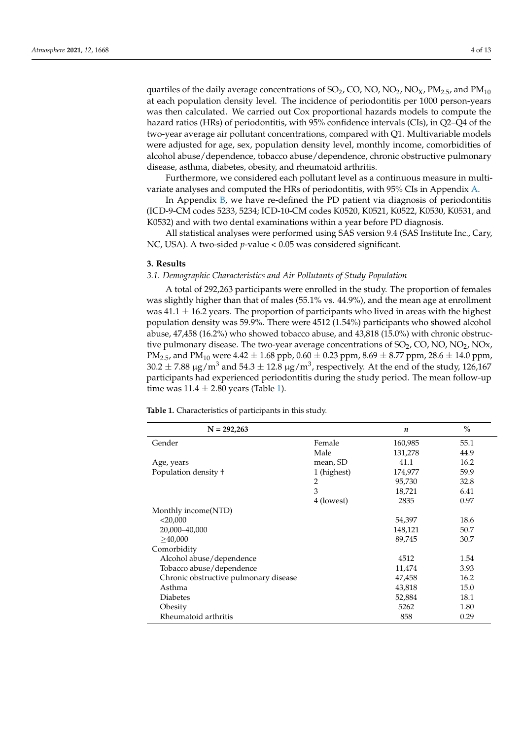quartiles of the daily average concentrations of $SO_2$, CO, NO, $NO_2$, $NO_X$, $PM_{2.5}$, and $PM_{10}$ at each population density level. The incidence of periodontitis per 1000 person-years was then calculated. We carried out Cox proportional hazards models to compute the hazard ratios (HRs) of periodontitis, with 95% confidence intervals (CIs), in Q2–Q4 of the two-year average air pollutant concentrations, compared with Q1. Multivariable models were adjusted for age, sex, population density level, monthly income, comorbidities of alcohol abuse/dependence, tobacco abuse/dependence, chronic obstructive pulmonary disease, asthma, diabetes, obesity, and rheumatoid arthritis.

Furthermore, we considered each pollutant level as a continuous measure in multivariate analyses and computed the HRs of periodontitis, with 95% CIs in Appendix A.

In Appendix B, we have re-defined the PD patient via diagnosis of periodontitis (ICD-9-CM codes 5233, 5234; ICD-10-CM codes K0520, K0521, K0522, K0530, K0531, and K0532) and with two dental examinations within a year before PD diagnosis.

All statistical analyses were performed using SAS version 9.4 (SAS Institute Inc., Cary, NC, USA). A two-sided $p$-value < 0.05 was considered significant.

## 3. Results

### 3.1. Demographic Characteristics and Air Pollutants of Study Population

A total of 292,263 participants were enrolled in the study. The proportion of females was slightly higher than that of males (55.1% vs. 44.9%), and the mean age at enrollment was 41.1 ± 16.2 years. The proportion of participants who lived in areas with the highest population density was 59.9%. There were 4512 (1.54%) participants who showed alcohol abuse, 47,458 (16.2%) who showed tobacco abuse, and 43,818 (15.0%) with chronic obstructive pulmonary disease. The two-year average concentrations of $SO_2$, CO, NO, $NO_2$, NOx, $PM_{2.5}$, and $PM_{10}$ were 4.42 ± 1.68 ppb, 0.60 ± 0.23 ppm, 8.69 ± 8.77 ppm, 28.6 ± 14.0 ppm, 30.2 ± 7.88 $\mu g/m^3$ and 54.3 ± 12.8 $\mu g/m^3$, respectively. At the end of the study, 126,167 participants had experienced periodontitis during the study period. The mean follow-up time was 11.4 ± 2.80 years (Table 1).

**Table 1.** Characteristics of participants in this study.

| N = 292,263 | | *n* | % |
|---|---|---|---|
| Gender | Female | 160,985 | 55.1 |
| | Male | 131,278 | 44.9 |
| Age, years | mean, SD | 41.1 | 16.2 |
| Population density † | 1 (highest) | 174,977 | 59.9 |
| | 2 | 95,730 | 32.8 |
| | 3 | 18,721 | 6.41 |
| | 4 (lowest) | 2835 | 0.97 |
| Monthly income(NTD) | | | |
| <20,000 | | 54,397 | 18.6 |
| 20,000–40,000 | | 148,121 | 50.7 |
| ≥40,000 | | 89,745 | 30.7 |
| Comorbidity | | | |
| Alcohol abuse/dependence | | 4512 | 1.54 |
| Tobacco abuse/dependence | | 11,474 | 3.93 |
| Chronic obstructive pulmonary disease | | 47,458 | 16.2 |
| Asthma | | 43,818 | 15.0 |
| Diabetes | | 52,884 | 18.1 |
| Obesity | | 5262 | 1.80 |
| Rheumatoid arthritis | | 858 | 0.29 |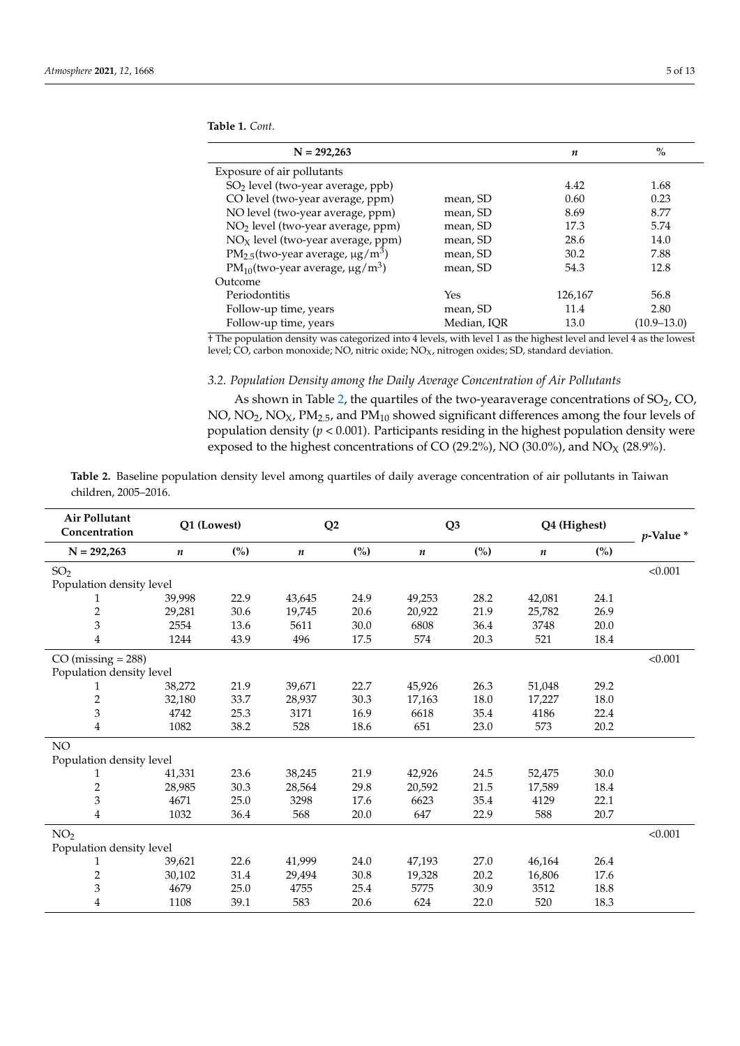**Table 1.** *Cont.*

| N = 292,263 | | *n* | % |
|---|---|---|---|
| Exposure of air pollutants | | | |
| $SO_2$ level (two-year average, ppb) | | 4.42 | 1.68 |
| CO level (two-year average, ppm) | mean, SD | 0.60 | 0.23 |
| NO level (two-year average, ppm) | mean, SD | 8.69 | 8.77 |
| $NO_2$ level (two-year average, ppm) | mean, SD | 17.3 | 5.74 |
| $NO_X$ level (two-year average, ppm) | mean, SD | 28.6 | 14.0 |
| $PM_{2.5}$(two-year average, μg/m$^3$) | mean, SD | 30.2 | 7.88 |
| $PM_{10}$(two-year average, μg/m$^3$) | mean, SD | 54.3 | 12.8 |
| Outcome | | | |
| Periodontitis | Yes | 126,167 | 56.8 |
| Follow-up time, years | mean, SD | 11.4 | 2.80 |
| Follow-up time, years | Median, IQR | 13.0 | (10.9–13.0) |

† The population density was categorized into 4 levels, with level 1 as the highest level and level 4 as the lowest level; CO, carbon monoxide; NO, nitric oxide; $NO_X$, nitrogen oxides; SD, standard deviation.

### 3.2. Population Density among the Daily Average Concentration of Air Pollutants

As shown in Table 2, the quartiles of the two-yearaverage concentrations of $SO_2$, CO, NO, $NO_2$, $NO_X$, $PM_{2.5}$, and $PM_{10}$ showed significant differences among the four levels of population density ($p < 0.001$). Participants residing in the highest population density were exposed to the highest concentrations of CO (29.2%), NO (30.0%), and $NO_X$ (28.9%).

**Table 2.** Baseline population density level among quartiles of daily average concentration of air pollutants in Taiwan children, 2005–2016.

| Air Pollutant Concentration | Q1 (Lowest) | | Q2 | | Q3 | | Q4 (Highest) | | *p*-Value * |
|---|---|---|---|---|---|---|---|---|---|
| N = 292,263 | *n* | (%) | *n* | (%) | *n* | (%) | *n* | (%) | |
| $SO_2$ | | | | | | | | | <0.001 |
| Population density level | | | | | | | | | |
| 1 | 39,998 | 22.9 | 43,645 | 24.9 | 49,253 | 28.2 | 42,081 | 24.1 | |
| 2 | 29,281 | 30.6 | 19,745 | 20.6 | 20,922 | 21.9 | 25,782 | 26.9 | |
| 3 | 2554 | 13.6 | 5611 | 30.0 | 6808 | 36.4 | 3748 | 20.0 | |
| 4 | 1244 | 43.9 | 496 | 17.5 | 574 | 20.3 | 521 | 18.4 | |
| CO (missing = 288) | | | | | | | | | <0.001 |
| Population density level | | | | | | | | | |
| 1 | 38,272 | 21.9 | 39,671 | 22.7 | 45,926 | 26.3 | 51,048 | 29.2 | |
| 2 | 32,180 | 33.7 | 28,937 | 30.3 | 17,163 | 18.0 | 17,227 | 18.0 | |
| 3 | 4742 | 25.3 | 3171 | 16.9 | 6618 | 35.4 | 4186 | 22.4 | |
| 4 | 1082 | 38.2 | 528 | 18.6 | 651 | 23.0 | 573 | 20.2 | |
| NO | | | | | | | | | |
| Population density level | | | | | | | | | |
| 1 | 41,331 | 23.6 | 38,245 | 21.9 | 42,926 | 24.5 | 52,475 | 30.0 | |
| 2 | 28,985 | 30.3 | 28,564 | 29.8 | 20,592 | 21.5 | 17,589 | 18.4 | |
| 3 | 4671 | 25.0 | 3298 | 17.6 | 6623 | 35.4 | 4129 | 22.1 | |
| 4 | 1032 | 36.4 | 568 | 20.0 | 647 | 22.9 | 588 | 20.7 | |
| $NO_2$ | | | | | | | | | <0.001 |
| Population density level | | | | | | | | | |
| 1 | 39,621 | 22.6 | 41,999 | 24.0 | 47,193 | 27.0 | 46,164 | 26.4 | |
| 2 | 30,102 | 31.4 | 29,494 | 30.8 | 19,328 | 20.2 | 16,806 | 17.6 | |
| 3 | 4679 | 25.0 | 4755 | 25.4 | 5775 | 30.9 | 3512 | 18.8 | |
| 4 | 1108 | 39.1 | 583 | 20.6 | 624 | 22.0 | 520 | 18.3 | |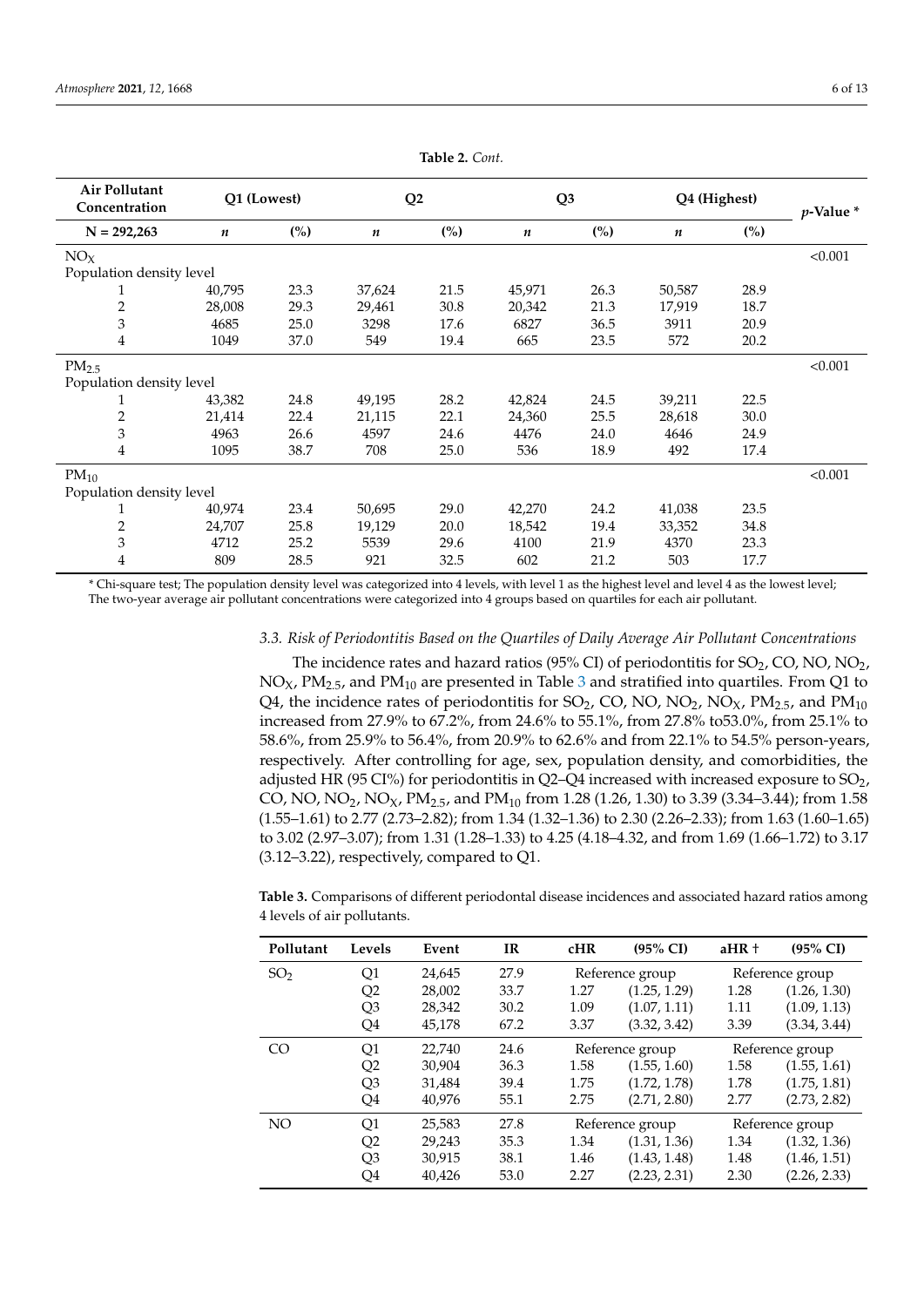**Table 2.** *Cont.*

| Air Pollutant Concentration | Q1 (Lowest) | | Q2 | | Q3 | | Q4 (Highest) | | *p*-Value * |
|---|---|---|---|---|---|---|---|---|---|
| N = 292,263 | *n* | (%) | *n* | (%) | *n* | (%) | *n* | (%) | |
| $NO_X$ | | | | | | | | | <0.001 |
| Population density level | | | | | | | | | |
| 1 | 40,795 | 23.3 | 37,624 | 21.5 | 45,971 | 26.3 | 50,587 | 28.9 | |
| 2 | 28,008 | 29.3 | 29,461 | 30.8 | 20,342 | 21.3 | 17,919 | 18.7 | |
| 3 | 4685 | 25.0 | 3298 | 17.6 | 6827 | 36.5 | 3911 | 20.9 | |
| 4 | 1049 | 37.0 | 549 | 19.4 | 665 | 23.5 | 572 | 20.2 | |
| $PM_{2.5}$ | | | | | | | | | <0.001 |
| Population density level | | | | | | | | | |
| 1 | 43,382 | 24.8 | 49,195 | 28.2 | 42,824 | 24.5 | 39,211 | 22.5 | |
| 2 | 21,414 | 22.4 | 21,115 | 22.1 | 24,360 | 25.5 | 28,618 | 30.0 | |
| 3 | 4963 | 26.6 | 4597 | 24.6 | 4476 | 24.0 | 4646 | 24.9 | |
| 4 | 1095 | 38.7 | 708 | 25.0 | 536 | 18.9 | 492 | 17.4 | |
| $PM_{10}$ | | | | | | | | | <0.001 |
| Population density level | | | | | | | | | |
| 1 | 40,974 | 23.4 | 50,695 | 29.0 | 42,270 | 24.2 | 41,038 | 23.5 | |
| 2 | 24,707 | 25.8 | 19,129 | 20.0 | 18,542 | 19.4 | 33,352 | 34.8 | |
| 3 | 4712 | 25.2 | 5539 | 29.6 | 4100 | 21.9 | 4370 | 23.3 | |
| 4 | 809 | 28.5 | 921 | 32.5 | 602 | 21.2 | 503 | 17.7 | |

\* Chi-square test; The population density level was categorized into 4 levels, with level 1 as the highest level and level 4 as the lowest level; The two-year average air pollutant concentrations were categorized into 4 groups based on quartiles for each air pollutant.

### *3.3. Risk of Periodontitis Based on the Quartiles of Daily Average Air Pollutant Concentrations*

The incidence rates and hazard ratios (95% CI) of periodontitis for $SO_2$, CO, NO, $NO_2$, $NO_X$, $PM_{2.5}$, and $PM_{10}$ are presented in Table 3 and stratified into quartiles. From Q1 to Q4, the incidence rates of periodontitis for $SO_2$, CO, NO, $NO_2$, $NO_X$, $PM_{2.5}$, and $PM_{10}$ increased from 27.9% to 67.2%, from 24.6% to 55.1%, from 27.8% to53.0%, from 25.1% to 58.6%, from 25.9% to 56.4%, from 20.9% to 62.6% and from 22.1% to 54.5% person-years, respectively. After controlling for age, sex, population density, and comorbidities, the adjusted HR (95 CI%) for periodontitis in Q2–Q4 increased with increased exposure to $SO_2$, CO, NO, $NO_2$, $NO_X$, $PM_{2.5}$, and $PM_{10}$ from 1.28 (1.26, 1.30) to 3.39 (3.34–3.44); from 1.58 (1.55–1.61) to 2.77 (2.73–2.82); from 1.34 (1.32–1.36) to 2.30 (2.26–2.33); from 1.63 (1.60–1.65) to 3.02 (2.97–3.07); from 1.31 (1.28–1.33) to 4.25 (4.18–4.32, and from 1.69 (1.66–1.72) to 3.17 (3.12–3.22), respectively, compared to Q1.

**Table 3.** Comparisons of different periodontal disease incidences and associated hazard ratios among 4 levels of air pollutants.

| Pollutant | Levels | Event | IR | cHR | (95% CI) | aHR † | (95% CI) |
|---|---|---|---|---|---|---|---|
| $SO_2$ | Q1 | 24,645 | 27.9 | Reference group | | Reference group | |
| | Q2 | 28,002 | 33.7 | 1.27 | (1.25, 1.29) | 1.28 | (1.26, 1.30) |
| | Q3 | 28,342 | 30.2 | 1.09 | (1.07, 1.11) | 1.11 | (1.09, 1.13) |
| | Q4 | 45,178 | 67.2 | 3.37 | (3.32, 3.42) | 3.39 | (3.34, 3.44) |
| CO | Q1 | 22,740 | 24.6 | Reference group | | Reference group | |
| | Q2 | 30,904 | 36.3 | 1.58 | (1.55, 1.60) | 1.58 | (1.55, 1.61) |
| | Q3 | 31,484 | 39.4 | 1.75 | (1.72, 1.78) | 1.78 | (1.75, 1.81) |
| | Q4 | 40,976 | 55.1 | 2.75 | (2.71, 2.80) | 2.77 | (2.73, 2.82) |
| NO | Q1 | 25,583 | 27.8 | Reference group | | Reference group | |
| | Q2 | 29,243 | 35.3 | 1.34 | (1.31, 1.36) | 1.34 | (1.32, 1.36) |
| | Q3 | 30,915 | 38.1 | 1.46 | (1.43, 1.48) | 1.48 | (1.46, 1.51) |
| | Q4 | 40,426 | 53.0 | 2.27 | (2.23, 2.31) | 2.30 | (2.26, 2.33) |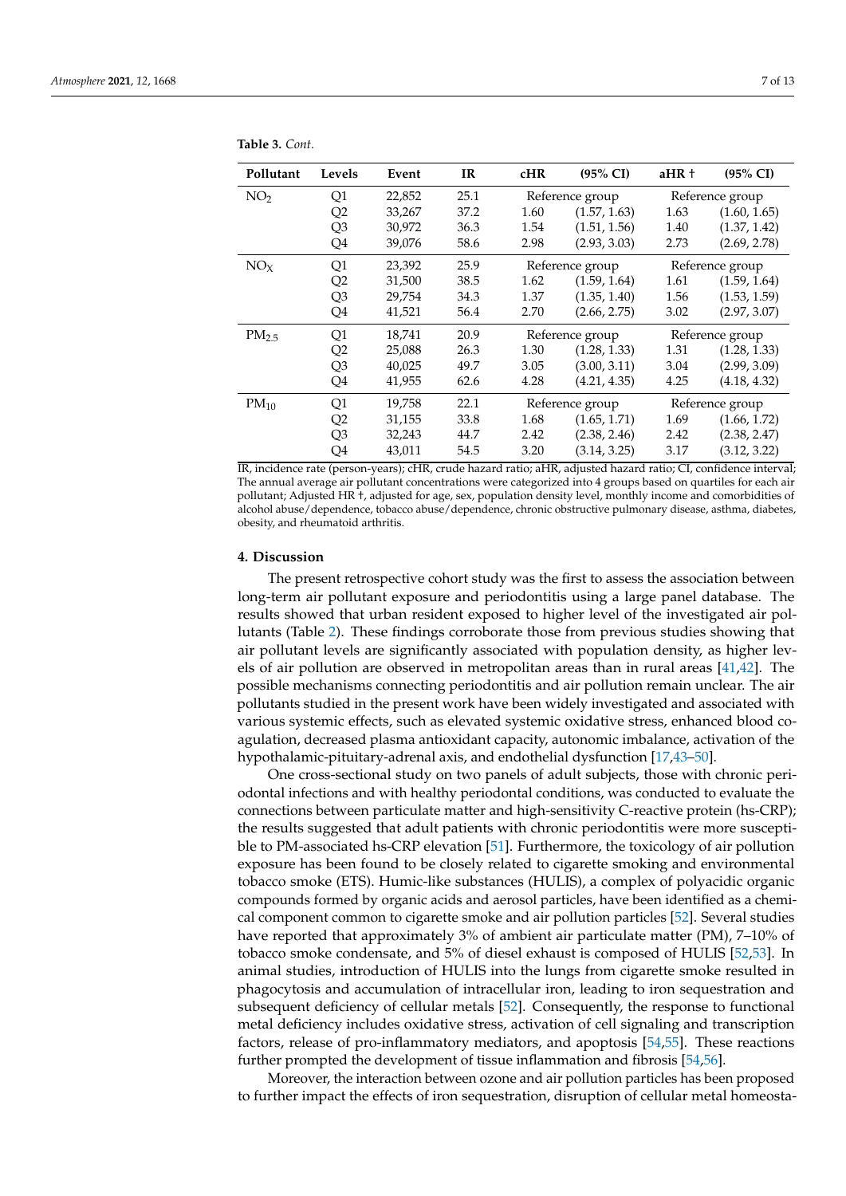**Table 3.** *Cont.*

| Pollutant | Levels | Event | IR | cHR | (95% CI) | aHR † | (95% CI) |
|---|---|---|---|---|---|---|---|
| $NO_2$ | Q1 | 22,852 | 25.1 | Reference group | | Reference group | |
| | Q2 | 33,267 | 37.2 | 1.60 | (1.57, 1.63) | 1.63 | (1.60, 1.65) |
| | Q3 | 30,972 | 36.3 | 1.54 | (1.51, 1.56) | 1.40 | (1.37, 1.42) |
| | Q4 | 39,076 | 58.6 | 2.98 | (2.93, 3.03) | 2.73 | (2.69, 2.78) |
| $NO_X$ | Q1 | 23,392 | 25.9 | Reference group | | Reference group | |
| | Q2 | 31,500 | 38.5 | 1.62 | (1.59, 1.64) | 1.61 | (1.59, 1.64) |
| | Q3 | 29,754 | 34.3 | 1.37 | (1.35, 1.40) | 1.56 | (1.53, 1.59) |
| | Q4 | 41,521 | 56.4 | 2.70 | (2.66, 2.75) | 3.02 | (2.97, 3.07) |
| $PM_{2.5}$ | Q1 | 18,741 | 20.9 | Reference group | | Reference group | |
| | Q2 | 25,088 | 26.3 | 1.30 | (1.28, 1.33) | 1.31 | (1.28, 1.33) |
| | Q3 | 40,025 | 49.7 | 3.05 | (3.00, 3.11) | 3.04 | (2.99, 3.09) |
| | Q4 | 41,955 | 62.6 | 4.28 | (4.21, 4.35) | 4.25 | (4.18, 4.32) |
| $PM_{10}$ | Q1 | 19,758 | 22.1 | Reference group | | Reference group | |
| | Q2 | 31,155 | 33.8 | 1.68 | (1.65, 1.71) | 1.69 | (1.66, 1.72) |
| | Q3 | 32,243 | 44.7 | 2.42 | (2.38, 2.46) | 2.42 | (2.38, 2.47) |
| | Q4 | 43,011 | 54.5 | 3.20 | (3.14, 3.25) | 3.17 | (3.12, 3.22) |

IR, incidence rate (person-years); cHR, crude hazard ratio; aHR, adjusted hazard ratio; CI, confidence interval; The annual average air pollutant concentrations were categorized into 4 groups based on quartiles for each air pollutant; Adjusted HR †, adjusted for age, sex, population density level, monthly income and comorbidities of alcohol abuse/dependence, tobacco abuse/dependence, chronic obstructive pulmonary disease, asthma, diabetes, obesity, and rheumatoid arthritis.

## 4. Discussion

The present retrospective cohort study was the first to assess the association between long-term air pollutant exposure and periodontitis using a large panel database. The results showed that urban resident exposed to higher level of the investigated air pollutants (Table 2). These findings corroborate those from previous studies showing that air pollutant levels are significantly associated with population density, as higher levels of air pollution are observed in metropolitan areas than in rural areas [41,42]. The possible mechanisms connecting periodontitis and air pollution remain unclear. The air pollutants studied in the present work have been widely investigated and associated with various systemic effects, such as elevated systemic oxidative stress, enhanced blood coagulation, decreased plasma antioxidant capacity, autonomic imbalance, activation of the hypothalamic-pituitary-adrenal axis, and endothelial dysfunction [17,43–50].

One cross-sectional study on two panels of adult subjects, those with chronic periodontal infections and with healthy periodontal conditions, was conducted to evaluate the connections between particulate matter and high-sensitivity C-reactive protein (hs-CRP); the results suggested that adult patients with chronic periodontitis were more susceptible to PM-associated hs-CRP elevation [51]. Furthermore, the toxicology of air pollution exposure has been found to be closely related to cigarette smoking and environmental tobacco smoke (ETS). Humic-like substances (HULIS), a complex of polyacidic organic compounds formed by organic acids and aerosol particles, have been identified as a chemical component common to cigarette smoke and air pollution particles [52]. Several studies have reported that approximately 3% of ambient air particulate matter (PM), 7–10% of tobacco smoke condensate, and 5% of diesel exhaust is composed of HULIS [52,53]. In animal studies, introduction of HULIS into the lungs from cigarette smoke resulted in phagocytosis and accumulation of intracellular iron, leading to iron sequestration and subsequent deficiency of cellular metals [52]. Consequently, the response to functional metal deficiency includes oxidative stress, activation of cell signaling and transcription factors, release of pro-inflammatory mediators, and apoptosis [54,55]. These reactions further prompted the development of tissue inflammation and fibrosis [54,56].

Moreover, the interaction between ozone and air pollution particles has been proposed to further impact the effects of iron sequestration, disruption of cellular metal homeosta-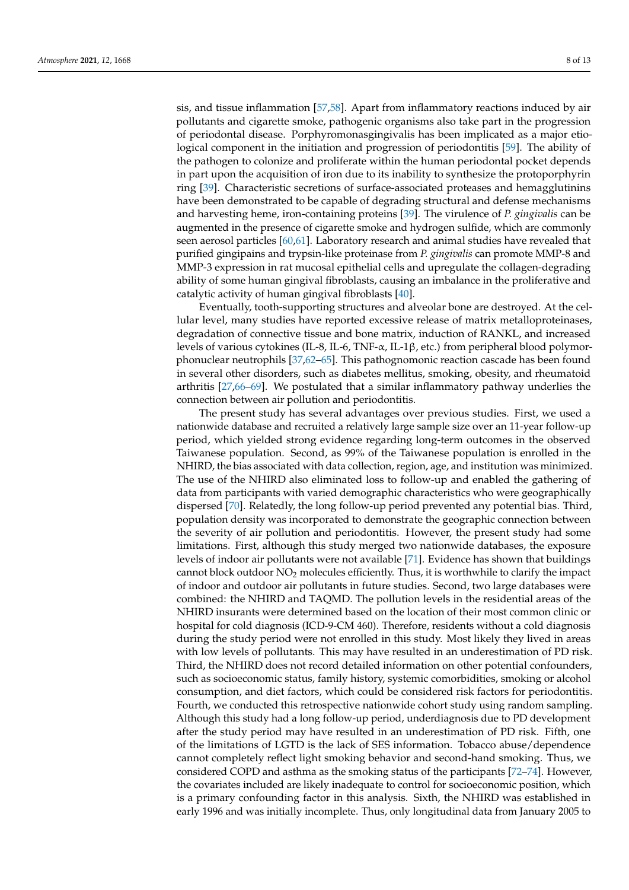sis, and tissue inflammation [57,58]. Apart from inflammatory reactions induced by air pollutants and cigarette smoke, pathogenic organisms also take part in the progression of periodontal disease. Porphyromonasgingivalis has been implicated as a major etiological component in the initiation and progression of periodontitis [59]. The ability of the pathogen to colonize and proliferate within the human periodontal pocket depends in part upon the acquisition of iron due to its inability to synthesize the protoporphyrin ring [39]. Characteristic secretions of surface-associated proteases and hemagglutinins have been demonstrated to be capable of degrading structural and defense mechanisms and harvesting heme, iron-containing proteins [39]. The virulence of *P. gingivalis* can be augmented in the presence of cigarette smoke and hydrogen sulfide, which are commonly seen aerosol particles [60,61]. Laboratory research and animal studies have revealed that purified gingipains and trypsin-like proteinase from *P. gingivalis* can promote MMP-8 and MMP-3 expression in rat mucosal epithelial cells and upregulate the collagen-degrading ability of some human gingival fibroblasts, causing an imbalance in the proliferative and catalytic activity of human gingival fibroblasts [40].

Eventually, tooth-supporting structures and alveolar bone are destroyed. At the cellular level, many studies have reported excessive release of matrix metalloproteinases, degradation of connective tissue and bone matrix, induction of RANKL, and increased levels of various cytokines (IL-8, IL-6, TNF-$\alpha$, IL-1$\beta$, etc.) from peripheral blood polymorphonuclear neutrophils [37,62–65]. This pathognomonic reaction cascade has been found in several other disorders, such as diabetes mellitus, smoking, obesity, and rheumatoid arthritis [27,66–69]. We postulated that a similar inflammatory pathway underlies the connection between air pollution and periodontitis.

The present study has several advantages over previous studies. First, we used a nationwide database and recruited a relatively large sample size over an 11-year follow-up period, which yielded strong evidence regarding long-term outcomes in the observed Taiwanese population. Second, as 99% of the Taiwanese population is enrolled in the NHIRD, the bias associated with data collection, region, age, and institution was minimized. The use of the NHIRD also eliminated loss to follow-up and enabled the gathering of data from participants with varied demographic characteristics who were geographically dispersed [70]. Relatedly, the long follow-up period prevented any potential bias. Third, population density was incorporated to demonstrate the geographic connection between the severity of air pollution and periodontitis. However, the present study had some limitations. First, although this study merged two nationwide databases, the exposure levels of indoor air pollutants were not available [71]. Evidence has shown that buildings cannot block outdoor $NO_2$ molecules efficiently. Thus, it is worthwhile to clarify the impact of indoor and outdoor air pollutants in future studies. Second, two large databases were combined: the NHIRD and TAQMD. The pollution levels in the residential areas of the NHIRD insurants were determined based on the location of their most common clinic or hospital for cold diagnosis (ICD-9-CM 460). Therefore, residents without a cold diagnosis during the study period were not enrolled in this study. Most likely they lived in areas with low levels of pollutants. This may have resulted in an underestimation of PD risk. Third, the NHIRD does not record detailed information on other potential confounders, such as socioeconomic status, family history, systemic comorbidities, smoking or alcohol consumption, and diet factors, which could be considered risk factors for periodontitis. Fourth, we conducted this retrospective nationwide cohort study using random sampling. Although this study had a long follow-up period, underdiagnosis due to PD development after the study period may have resulted in an underestimation of PD risk. Fifth, one of the limitations of LGTD is the lack of SES information. Tobacco abuse/dependence cannot completely reflect light smoking behavior and second-hand smoking. Thus, we considered COPD and asthma as the smoking status of the participants [72–74]. However, the covariates included are likely inadequate to control for socioeconomic position, which is a primary confounding factor in this analysis. Sixth, the NHIRD was established in early 1996 and was initially incomplete. Thus, only longitudinal data from January 2005 to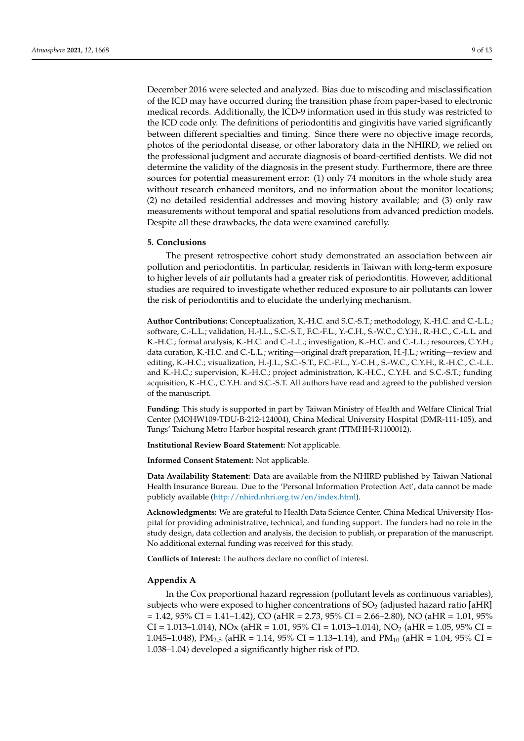December 2016 were selected and analyzed. Bias due to miscoding and misclassification of the ICD may have occurred during the transition phase from paper-based to electronic medical records. Additionally, the ICD-9 information used in this study was restricted to the ICD code only. The definitions of periodontitis and gingivitis have varied significantly between different specialties and timing. Since there were no objective image records, photos of the periodontal disease, or other laboratory data in the NHIRD, we relied on the professional judgment and accurate diagnosis of board-certified dentists. We did not determine the validity of the diagnosis in the present study. Furthermore, there are three sources for potential measurement error: (1) only 74 monitors in the whole study area without research enhanced monitors, and no information about the monitor locations; (2) no detailed residential addresses and moving history available; and (3) only raw measurements without temporal and spatial resolutions from advanced prediction models. Despite all these drawbacks, the data were examined carefully.

## 5. Conclusions

The present retrospective cohort study demonstrated an association between air pollution and periodontitis. In particular, residents in Taiwan with long-term exposure to higher levels of air pollutants had a greater risk of periodontitis. However, additional studies are required to investigate whether reduced exposure to air pollutants can lower the risk of periodontitis and to elucidate the underlying mechanism.

**Author Contributions:** Conceptualization, K.-H.C. and S.C.-S.T.; methodology, K.-H.C. and C.-L.L.; software, C.-L.L.; validation, H.-J.L., S.C.-S.T., F.C.-F.L., Y.-C.H., S.-W.C., C.Y.H., R.-H.C., C.-L.L. and K.-H.C.; formal analysis, K.-H.C. and C.-L.L.; investigation, K.-H.C. and C.-L.L.; resources, C.Y.H.; data curation, K.-H.C. and C.-L.L.; writing—original draft preparation, H.-J.L.; writing—review and editing, K.-H.C.; visualization, H.-J.L., S.C.-S.T., F.C.-F.L., Y.-C.H., S.-W.C., C.Y.H., R.-H.C., C.-L.L. and K.-H.C.; supervision, K.-H.C.; project administration, K.-H.C., C.Y.H. and S.C.-S.T.; funding acquisition, K.-H.C., C.Y.H. and S.C.-S.T. All authors have read and agreed to the published version of the manuscript.

**Funding:** This study is supported in part by Taiwan Ministry of Health and Welfare Clinical Trial Center (MOHW109-TDU-B-212-124004), China Medical University Hospital (DMR-111-105), and Tungs' Taichung Metro Harbor hospital research grant (TTMHH-R1100012).

**Institutional Review Board Statement:** Not applicable.

**Informed Consent Statement:** Not applicable.

**Data Availability Statement:** Data are available from the NHIRD published by Taiwan National Health Insurance Bureau. Due to the 'Personal Information Protection Act', data cannot be made publicly available (http://nhird.nhri.org.tw/en/index.html).

**Acknowledgments:** We are grateful to Health Data Science Center, China Medical University Hospital for providing administrative, technical, and funding support. The funders had no role in the study design, data collection and analysis, the decision to publish, or preparation of the manuscript. No additional external funding was received for this study.

**Conflicts of Interest:** The authors declare no conflict of interest.

## Appendix A

In the Cox proportional hazard regression (pollutant levels as continuous variables), subjects who were exposed to higher concentrations of $SO_2$ (adjusted hazard ratio [aHR] = 1.42, 95% CI = 1.41–1.42), CO (aHR = 2.73, 95% CI = 2.66–2.80), NO (aHR = 1.01, 95% CI = 1.013–1.014), NOx (aHR = 1.01, 95% CI = 1.013–1.014), $NO_2$ (aHR = 1.05, 95% CI = 1.045–1.048), $PM_{2.5}$ (aHR = 1.14, 95% CI = 1.13–1.14), and $PM_{10}$ (aHR = 1.04, 95% CI = 1.038–1.04) developed a significantly higher risk of PD.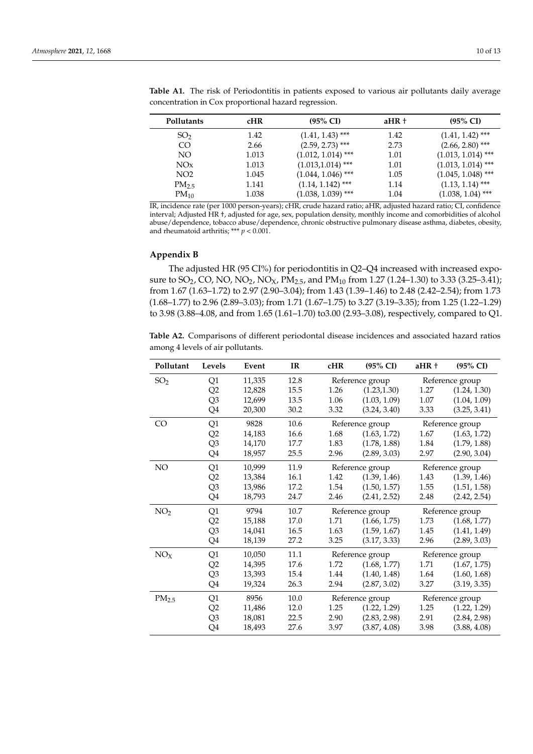**Table A1.** The risk of Periodontitis in patients exposed to various air pollutants daily average concentration in Cox proportional hazard regression.

| Pollutants | cHR | (95% CI) | aHR † | (95% CI) |
|---|---|---|---|---|
| $SO_2$ | 1.42 | (1.41, 1.43) *** | 1.42 | (1.41, 1.42) *** |
| CO | 2.66 | (2.59, 2.73) *** | 2.73 | (2.66, 2.80) *** |
| NO | 1.013 | (1.012, 1.014) *** | 1.01 | (1.013, 1.014) *** |
| NOx | 1.013 | (1.013,1.014) *** | 1.01 | (1.013, 1.014) *** |
| NO2 | 1.045 | (1.044, 1.046) *** | 1.05 | (1.045, 1.048) *** |
| $PM_{2.5}$ | 1.141 | (1.14, 1.142) *** | 1.14 | (1.13, 1.14) *** |
| $PM_{10}$ | 1.038 | (1.038, 1.039) *** | 1.04 | (1.038, 1.04) *** |

IR, incidence rate (per 1000 person-years); cHR, crude hazard ratio; aHR, adjusted hazard ratio; CI, confidence interval; Adjusted HR †, adjusted for age, sex, population density, monthly income and comorbidities of alcohol abuse/dependence, tobacco abuse/dependence, chronic obstructive pulmonary disease asthma, diabetes, obesity, and rheumatoid arthritis; *** $p < 0.001$.

## Appendix B

The adjusted HR (95 CI%) for periodontitis in Q2–Q4 increased with increased exposure to $SO_2$, CO, NO, $NO_2$, $NO_X$, $PM_{2.5}$, and $PM_{10}$ from 1.27 (1.24–1.30) to 3.33 (3.25–3.41); from 1.67 (1.63–1.72) to 2.97 (2.90–3.04); from 1.43 (1.39–1.46) to 2.48 (2.42–2.54); from 1.73 (1.68–1.77) to 2.96 (2.89–3.03); from 1.71 (1.67–1.75) to 3.27 (3.19–3.35); from 1.25 (1.22–1.29) to 3.98 (3.88–4.08, and from 1.65 (1.61–1.70) to3.00 (2.93–3.08), respectively, compared to Q1.

**Table A2.** Comparisons of different periodontal disease incidences and associated hazard ratios among 4 levels of air pollutants.

| Pollutant | Levels | Event | IR | cHR | (95% CI) | aHR † | (95% CI) |
|---|---|---|---|---|---|---|---|
| $SO_2$ | Q1 | 11,335 | 12.8 | Reference group | | Reference group | |
| | Q2 | 12,828 | 15.5 | 1.26 | (1.23,1.30) | 1.27 | (1.24, 1.30) |
| | Q3 | 12,699 | 13.5 | 1.06 | (1.03, 1.09) | 1.07 | (1.04, 1.09) |
| | Q4 | 20,300 | 30.2 | 3.32 | (3.24, 3.40) | 3.33 | (3.25, 3.41) |
| CO | Q1 | 9828 | 10.6 | Reference group | | Reference group | |
| | Q2 | 14,183 | 16.6 | 1.68 | (1.63, 1.72) | 1.67 | (1.63, 1.72) |
| | Q3 | 14,170 | 17.7 | 1.83 | (1.78, 1.88) | 1.84 | (1.79, 1.88) |
| | Q4 | 18,957 | 25.5 | 2.96 | (2.89, 3.03) | 2.97 | (2.90, 3.04) |
| NO | Q1 | 10,999 | 11.9 | Reference group | | Reference group | |
| | Q2 | 13,384 | 16.1 | 1.42 | (1.39, 1.46) | 1.43 | (1.39, 1.46) |
| | Q3 | 13,986 | 17.2 | 1.54 | (1.50, 1.57) | 1.55 | (1.51, 1.58) |
| | Q4 | 18,793 | 24.7 | 2.46 | (2.41, 2.52) | 2.48 | (2.42, 2.54) |
| $NO_2$ | Q1 | 9794 | 10.7 | Reference group | | Reference group | |
| | Q2 | 15,188 | 17.0 | 1.71 | (1.66, 1.75) | 1.73 | (1.68, 1.77) |
| | Q3 | 14,041 | 16.5 | 1.63 | (1.59, 1.67) | 1.45 | (1.41, 1.49) |
| | Q4 | 18,139 | 27.2 | 3.25 | (3.17, 3.33) | 2.96 | (2.89, 3.03) |
| $NO_X$ | Q1 | 10,050 | 11.1 | Reference group | | Reference group | |
| | Q2 | 14,395 | 17.6 | 1.72 | (1.68, 1.77) | 1.71 | (1.67, 1.75) |
| | Q3 | 13,393 | 15.4 | 1.44 | (1.40, 1.48) | 1.64 | (1.60, 1.68) |
| | Q4 | 19,324 | 26.3 | 2.94 | (2.87, 3.02) | 3.27 | (3.19, 3.35) |
| $PM_{2.5}$ | Q1 | 8956 | 10.0 | Reference group | | Reference group | |
| | Q2 | 11,486 | 12.0 | 1.25 | (1.22, 1.29) | 1.25 | (1.22, 1.29) |
| | Q3 | 18,081 | 22.5 | 2.90 | (2.83, 2.98) | 2.91 | (2.84, 2.98) |
| | Q4 | 18,493 | 27.6 | 3.97 | (3.87, 4.08) | 3.98 | (3.88, 4.08) |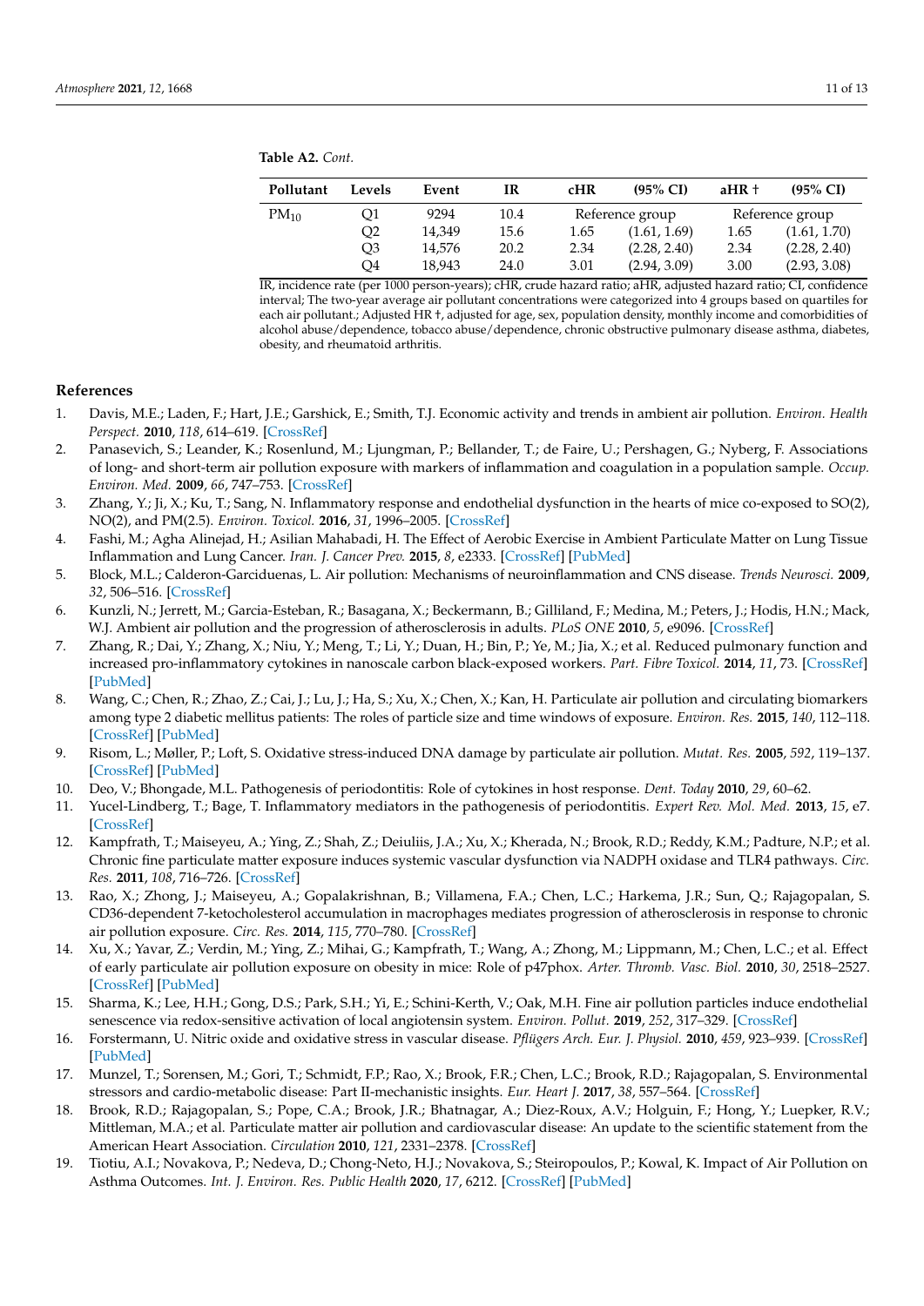**Table A2.** *Cont.*

| Pollutant | Levels | Event | IR | cHR | (95% CI) | aHR † | (95% CI) |
|---|---|---|---|---|---|---|---|
| $PM_{10}$ | Q1 | 9294 | 10.4 | Reference group | | Reference group | |
| | Q2 | 14,349 | 15.6 | 1.65 | (1.61, 1.69) | 1.65 | (1.61, 1.70) |
| | Q3 | 14,576 | 20.2 | 2.34 | (2.28, 2.40) | 2.34 | (2.28, 2.40) |
| | Q4 | 18,943 | 24.0 | 3.01 | (2.94, 3.09) | 3.00 | (2.93, 3.08) |

IR, incidence rate (per 1000 person-years); cHR, crude hazard ratio; aHR, adjusted hazard ratio; CI, confidence interval; The two-year average air pollutant concentrations were categorized into 4 groups based on quartiles for each air pollutant.; Adjusted HR †, adjusted for age, sex, population density, monthly income and comorbidities of alcohol abuse/dependence, tobacco abuse/dependence, chronic obstructive pulmonary disease asthma, diabetes, obesity, and rheumatoid arthritis.

## References

1. Davis, M.E.; Laden, F.; Hart, J.E.; Garshick, E.; Smith, T.J. Economic activity and trends in ambient air pollution. *Environ. Health Perspect.* **2010**, *118*, 614–619. [CrossRef]
2. Panasevich, S.; Leander, K.; Rosenlund, M.; Ljungman, P.; Bellander, T.; de Faire, U.; Pershagen, G.; Nyberg, F. Associations of long- and short-term air pollution exposure with markers of inflammation and coagulation in a population sample. *Occup. Environ. Med.* **2009**, *66*, 747–753. [CrossRef]
3. Zhang, Y.; Ji, X.; Ku, T.; Sang, N. Inflammatory response and endothelial dysfunction in the hearts of mice co-exposed to SO(2), NO(2), and PM(2.5). *Environ. Toxicol.* **2016**, *31*, 1996–2005. [CrossRef]
4. Fashi, M.; Agha Alinejad, H.; Asilian Mahabadi, H. The Effect of Aerobic Exercise in Ambient Particulate Matter on Lung Tissue Inflammation and Lung Cancer. *Iran. J. Cancer Prev.* **2015**, *8*, e2333. [CrossRef] [PubMed]
5. Block, M.L.; Calderon-Garciduenas, L. Air pollution: Mechanisms of neuroinflammation and CNS disease. *Trends Neurosci.* **2009**, *32*, 506–516. [CrossRef]
6. Kunzli, N.; Jerrett, M.; Garcia-Esteban, R.; Basagana, X.; Beckermann, B.; Gilliland, F.; Medina, M.; Peters, J.; Hodis, H.N.; Mack, W.J. Ambient air pollution and the progression of atherosclerosis in adults. *PLoS ONE* **2010**, *5*, e9096. [CrossRef]
7. Zhang, R.; Dai, Y.; Zhang, X.; Niu, Y.; Meng, T.; Li, Y.; Duan, H.; Bin, P.; Ye, M.; Jia, X.; et al. Reduced pulmonary function and increased pro-inflammatory cytokines in nanoscale carbon black-exposed workers. *Part. Fibre Toxicol.* **2014**, *11*, 73. [CrossRef] [PubMed]
8. Wang, C.; Chen, R.; Zhao, Z.; Cai, J.; Lu, J.; Ha, S.; Xu, X.; Chen, X.; Kan, H. Particulate air pollution and circulating biomarkers among type 2 diabetic mellitus patients: The roles of particle size and time windows of exposure. *Environ. Res.* **2015**, *140*, 112–118. [CrossRef] [PubMed]
9. Risom, L.; Møller, P.; Loft, S. Oxidative stress-induced DNA damage by particulate air pollution. *Mutat. Res.* **2005**, *592*, 119–137. [CrossRef] [PubMed]
10. Deo, V.; Bhongade, M.L. Pathogenesis of periodontitis: Role of cytokines in host response. *Dent. Today* **2010**, *29*, 60–62.
11. Yucel-Lindberg, T.; Bage, T. Inflammatory mediators in the pathogenesis of periodontitis. *Expert Rev. Mol. Med.* **2013**, *15*, e7. [CrossRef]
12. Kampfrath, T.; Maiseyeu, A.; Ying, Z.; Shah, Z.; Deiuliis, J.A.; Xu, X.; Kherada, N.; Brook, R.D.; Reddy, K.M.; Padture, N.P.; et al. Chronic fine particulate matter exposure induces systemic vascular dysfunction via NADPH oxidase and TLR4 pathways. *Circ. Res.* **2011**, *108*, 716–726. [CrossRef]
13. Rao, X.; Zhong, J.; Maiseyeu, A.; Gopalakrishnan, B.; Villamena, F.A.; Chen, L.C.; Harkema, J.R.; Sun, Q.; Rajagopalan, S. CD36-dependent 7-ketocholesterol accumulation in macrophages mediates progression of atherosclerosis in response to chronic air pollution exposure. *Circ. Res.* **2014**, *115*, 770–780. [CrossRef]
14. Xu, X.; Yavar, Z.; Verdin, M.; Ying, Z.; Mihai, G.; Kampfrath, T.; Wang, A.; Zhong, M.; Lippmann, M.; Chen, L.C.; et al. Effect of early particulate air pollution exposure on obesity in mice: Role of p47phox. *Arter. Thromb. Vasc. Biol.* **2010**, *30*, 2518–2527. [CrossRef] [PubMed]
15. Sharma, K.; Lee, H.H.; Gong, D.S.; Park, S.H.; Yi, E.; Schini-Kerth, V.; Oak, M.H. Fine air pollution particles induce endothelial senescence via redox-sensitive activation of local angiotensin system. *Environ. Pollut.* **2019**, *252*, 317–329. [CrossRef]
16. Forstermann, U. Nitric oxide and oxidative stress in vascular disease. *Pflügers Arch. Eur. J. Physiol.* **2010**, *459*, 923–939. [CrossRef] [PubMed]
17. Munzel, T.; Sorensen, M.; Gori, T.; Schmidt, F.P.; Rao, X.; Brook, F.R.; Chen, L.C.; Brook, R.D.; Rajagopalan, S. Environmental stressors and cardio-metabolic disease: Part II-mechanistic insights. *Eur. Heart J.* **2017**, *38*, 557–564. [CrossRef]
18. Brook, R.D.; Rajagopalan, S.; Pope, C.A.; Brook, J.R.; Bhatnagar, A.; Diez-Roux, A.V.; Holguin, F.; Hong, Y.; Luepker, R.V.; Mittleman, M.A.; et al. Particulate matter air pollution and cardiovascular disease: An update to the scientific statement from the American Heart Association. *Circulation* **2010**, *121*, 2331–2378. [CrossRef]
19. Tiotiu, A.I.; Novakova, P.; Nedeva, D.; Chong-Neto, H.J.; Novakova, S.; Steiropoulos, P.; Kowal, K. Impact of Air Pollution on Asthma Outcomes. *Int. J. Environ. Res. Public Health* **2020**, *17*, 6212. [CrossRef] [PubMed]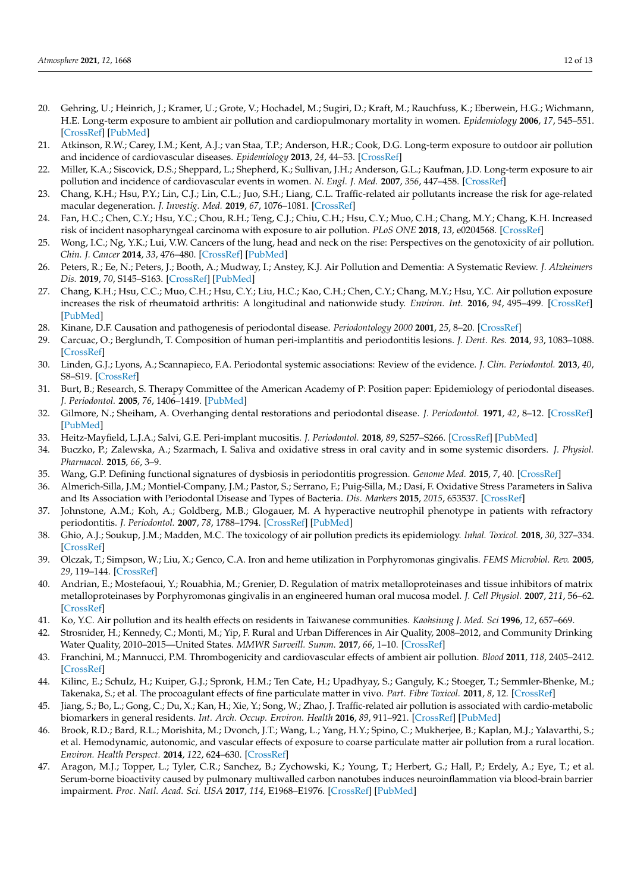20. Gehring, U.; Heinrich, J.; Kramer, U.; Grote, V.; Hochadel, M.; Sugiri, D.; Kraft, M.; Rauchfuss, K.; Eberwein, H.G.; Wichmann, H.E. Long-term exposure to ambient air pollution and cardiopulmonary mortality in women. *Epidemiology* **2006**, *17*, 545–551. [CrossRef] [PubMed]
21. Atkinson, R.W.; Carey, I.M.; Kent, A.J.; van Staa, T.P.; Anderson, H.R.; Cook, D.G. Long-term exposure to outdoor air pollution and incidence of cardiovascular diseases. *Epidemiology* **2013**, *24*, 44–53. [CrossRef]
22. Miller, K.A.; Siscovick, D.S.; Sheppard, L.; Shepherd, K.; Sullivan, J.H.; Anderson, G.L.; Kaufman, J.D. Long-term exposure to air pollution and incidence of cardiovascular events in women. *N. Engl. J. Med.* **2007**, *356*, 447–458. [CrossRef]
23. Chang, K.H.; Hsu, P.Y.; Lin, C.J.; Lin, C.L.; Juo, S.H.; Liang, C.L. Traffic-related air pollutants increase the risk for age-related macular degeneration. *J. Investig. Med.* **2019**, *67*, 1076–1081. [CrossRef]
24. Fan, H.C.; Chen, C.Y.; Hsu, Y.C.; Chou, R.H.; Teng, C.J.; Chiu, C.H.; Hsu, C.Y.; Muo, C.H.; Chang, M.Y.; Chang, K.H. Increased risk of incident nasopharyngeal carcinoma with exposure to air pollution. *PLoS ONE* **2018**, *13*, e0204568. [CrossRef]
25. Wong, I.C.; Ng, Y.K.; Lui, V.W. Cancers of the lung, head and neck on the rise: Perspectives on the genotoxicity of air pollution. *Chin. J. Cancer* **2014**, *33*, 476–480. [CrossRef] [PubMed]
26. Peters, R.; Ee, N.; Peters, J.; Booth, A.; Mudway, I.; Anstey, K.J. Air Pollution and Dementia: A Systematic Review. *J. Alzheimers Dis.* **2019**, *70*, S145–S163. [CrossRef] [PubMed]
27. Chang, K.H.; Hsu, C.C.; Muo, C.H.; Hsu, C.Y.; Liu, H.C.; Kao, C.H.; Chen, C.Y.; Chang, M.Y.; Hsu, Y.C. Air pollution exposure increases the risk of rheumatoid arthritis: A longitudinal and nationwide study. *Environ. Int.* **2016**, *94*, 495–499. [CrossRef] [PubMed]
28. Kinane, D.F. Causation and pathogenesis of periodontal disease. *Periodontology 2000* **2001**, *25*, 8–20. [CrossRef]
29. Carcuac, O.; Berglundh, T. Composition of human peri-implantitis and periodontitis lesions. *J. Dent. Res.* **2014**, *93*, 1083–1088. [CrossRef]
30. Linden, G.J.; Lyons, A.; Scannapieco, F.A. Periodontal systemic associations: Review of the evidence. *J. Clin. Periodontol.* **2013**, *40*, S8–S19. [CrossRef]
31. Burt, B.; Research, S. Therapy Committee of the American Academy of P: Position paper: Epidemiology of periodontal diseases. *J. Periodontol.* **2005**, *76*, 1406–1419. [PubMed]
32. Gilmore, N.; Sheiham, A. Overhanging dental restorations and periodontal disease. *J. Periodontol.* **1971**, *42*, 8–12. [CrossRef] [PubMed]
33. Heitz-Mayfield, L.J.A.; Salvi, G.E. Peri-implant mucositis. *J. Periodontol.* **2018**, *89*, S257–S266. [CrossRef] [PubMed]
34. Buczko, P.; Zalewska, A.; Szarmach, I. Saliva and oxidative stress in oral cavity and in some systemic disorders. *J. Physiol. Pharmacol.* **2015**, *66*, 3–9.
35. Wang, G.P. Defining functional signatures of dysbiosis in periodontitis progression. *Genome Med.* **2015**, *7*, 40. [CrossRef]
36. Almerich-Silla, J.M.; Montiel-Company, J.M.; Pastor, S.; Serrano, F.; Puig-Silla, M.; Dasí, F. Oxidative Stress Parameters in Saliva and Its Association with Periodontal Disease and Types of Bacteria. *Dis. Markers* **2015**, *2015*, 653537. [CrossRef]
37. Johnstone, A.M.; Koh, A.; Goldberg, M.B.; Glogauer, M. A hyperactive neutrophil phenotype in patients with refractory periodontitis. *J. Periodontol.* **2007**, *78*, 1788–1794. [CrossRef] [PubMed]
38. Ghio, A.J.; Soukup, J.M.; Madden, M.C. The toxicology of air pollution predicts its epidemiology. *Inhal. Toxicol.* **2018**, *30*, 327–334. [CrossRef]
39. Olczak, T.; Simpson, W.; Liu, X.; Genco, C.A. Iron and heme utilization in Porphyromonas gingivalis. *FEMS Microbiol. Rev.* **2005**, *29*, 119–144. [CrossRef]
40. Andrian, E.; Mostefaoui, Y.; Rouabhia, M.; Grenier, D. Regulation of matrix metalloproteinases and tissue inhibitors of matrix metalloproteinases by Porphyromonas gingivalis in an engineered human oral mucosa model. *J. Cell Physiol.* **2007**, *211*, 56–62. [CrossRef]
41. Ko, Y.C. Air pollution and its health effects on residents in Taiwanese communities. *Kaohsiung J. Med. Sci* **1996**, *12*, 657–669.
42. Strosnider, H.; Kennedy, C.; Monti, M.; Yip, F. Rural and Urban Differences in Air Quality, 2008–2012, and Community Drinking Water Quality, 2010–2015—United States. *MMWR Surveill. Summ.* **2017**, *66*, 1–10. [CrossRef]
43. Franchini, M.; Mannucci, P.M. Thrombogenicity and cardiovascular effects of ambient air pollution. *Blood* **2011**, *118*, 2405–2412. [CrossRef]
44. Kilinc, E.; Schulz, H.; Kuiper, G.J.; Spronk, H.M.; Ten Cate, H.; Upadhyay, S.; Ganguly, K.; Stoeger, T.; Semmler-Bhenke, M.; Takenaka, S.; et al. The procoagulant effects of fine particulate matter in vivo. *Part. Fibre Toxicol.* **2011**, *8*, 12. [CrossRef]
45. Jiang, S.; Bo, L.; Gong, C.; Du, X.; Kan, H.; Xie, Y.; Song, W.; Zhao, J. Traffic-related air pollution is associated with cardio-metabolic biomarkers in general residents. *Int. Arch. Occup. Environ. Health* **2016**, *89*, 911–921. [CrossRef] [PubMed]
46. Brook, R.D.; Bard, R.L.; Morishita, M.; Dvonch, J.T.; Wang, L.; Yang, H.Y.; Spino, C.; Mukherjee, B.; Kaplan, M.J.; Yalavarthi, S.; et al. Hemodynamic, autonomic, and vascular effects of exposure to coarse particulate matter air pollution from a rural location. *Environ. Health Perspect.* **2014**, *122*, 624–630. [CrossRef]
47. Aragon, M.J.; Topper, L.; Tyler, C.R.; Sanchez, B.; Zychowski, K.; Young, T.; Herbert, G.; Hall, P.; Erdely, A.; Eye, T.; et al. Serum-borne bioactivity caused by pulmonary multiwalled carbon nanotubes induces neuroinflammation via blood-brain barrier impairment. *Proc. Natl. Acad. Sci. USA* **2017**, *114*, E1968–E1976. [CrossRef] [PubMed]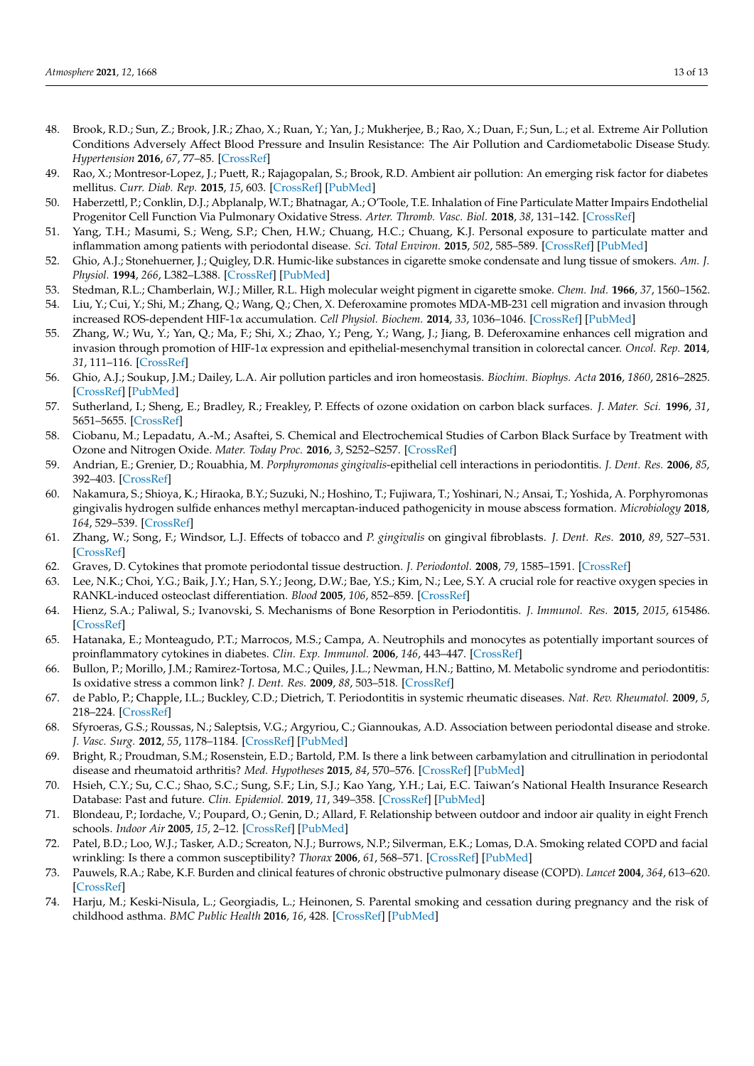48. Brook, R.D.; Sun, Z.; Brook, J.R.; Zhao, X.; Ruan, Y.; Yan, J.; Mukherjee, B.; Rao, X.; Duan, F.; Sun, L.; et al. Extreme Air Pollution Conditions Adversely Affect Blood Pressure and Insulin Resistance: The Air Pollution and Cardiometabolic Disease Study. *Hypertension* **2016**, *67*, 77–85. [CrossRef]
49. Rao, X.; Montresor-Lopez, J.; Puett, R.; Rajagopalan, S.; Brook, R.D. Ambient air pollution: An emerging risk factor for diabetes mellitus. *Curr. Diab. Rep.* **2015**, *15*, 603. [CrossRef] [PubMed]
50. Haberzettl, P.; Conklin, D.J.; Abplanalp, W.T.; Bhatnagar, A.; O'Toole, T.E. Inhalation of Fine Particulate Matter Impairs Endothelial Progenitor Cell Function Via Pulmonary Oxidative Stress. *Arter. Thromb. Vasc. Biol.* **2018**, *38*, 131–142. [CrossRef]
51. Yang, T.H.; Masumi, S.; Weng, S.P.; Chen, H.W.; Chuang, H.C.; Chuang, K.J. Personal exposure to particulate matter and inflammation among patients with periodontal disease. *Sci. Total Environ.* **2015**, *502*, 585–589. [CrossRef] [PubMed]
52. Ghio, A.J.; Stonehuerner, J.; Quigley, D.R. Humic-like substances in cigarette smoke condensate and lung tissue of smokers. *Am. J. Physiol.* **1994**, *266*, L382–L388. [CrossRef] [PubMed]
53. Stedman, R.L.; Chamberlain, W.J.; Miller, R.L. High molecular weight pigment in cigarette smoke. *Chem. Ind.* **1966**, *37*, 1560–1562.
54. Liu, Y.; Cui, Y.; Shi, M.; Zhang, Q.; Wang, Q.; Chen, X. Deferoxamine promotes MDA-MB-231 cell migration and invasion through increased ROS-dependent HIF-1α accumulation. *Cell Physiol. Biochem.* **2014**, *33*, 1036–1046. [CrossRef] [PubMed]
55. Zhang, W.; Wu, Y.; Yan, Q.; Ma, F.; Shi, X.; Zhao, Y.; Peng, Y.; Wang, J.; Jiang, B. Deferoxamine enhances cell migration and invasion through promotion of HIF-1α expression and epithelial-mesenchymal transition in colorectal cancer. *Oncol. Rep.* **2014**, *31*, 111–116. [CrossRef]
56. Ghio, A.J.; Soukup, J.M.; Dailey, L.A. Air pollution particles and iron homeostasis. *Biochim. Biophys. Acta* **2016**, *1860*, 2816–2825. [CrossRef] [PubMed]
57. Sutherland, I.; Sheng, E.; Bradley, R.; Freakley, P. Effects of ozone oxidation on carbon black surfaces. *J. Mater. Sci.* **1996**, *31*, 5651–5655. [CrossRef]
58. Ciobanu, M.; Lepadatu, A.-M.; Asaftei, S. Chemical and Electrochemical Studies of Carbon Black Surface by Treatment with Ozone and Nitrogen Oxide. *Mater. Today Proc.* **2016**, *3*, S252–S257. [CrossRef]
59. Andrian, E.; Grenier, D.; Rouabhia, M. *Porphyromonas gingivalis*-epithelial cell interactions in periodontitis. *J. Dent. Res.* **2006**, *85*, 392–403. [CrossRef]
60. Nakamura, S.; Shioya, K.; Hiraoka, B.Y.; Suzuki, N.; Hoshino, T.; Fujiwara, T.; Yoshinari, N.; Ansai, T.; Yoshida, A. Porphyromonas gingivalis hydrogen sulfide enhances methyl mercaptan-induced pathogenicity in mouse abscess formation. *Microbiology* **2018**, *164*, 529–539. [CrossRef]
61. Zhang, W.; Song, F.; Windsor, L.J. Effects of tobacco and *P. gingivalis* on gingival fibroblasts. *J. Dent. Res.* **2010**, *89*, 527–531. [CrossRef]
62. Graves, D. Cytokines that promote periodontal tissue destruction. *J. Periodontol.* **2008**, *79*, 1585–1591. [CrossRef]
63. Lee, N.K.; Choi, Y.G.; Baik, J.Y.; Han, S.Y.; Jeong, D.W.; Bae, Y.S.; Kim, N.; Lee, S.Y. A crucial role for reactive oxygen species in RANKL-induced osteoclast differentiation. *Blood* **2005**, *106*, 852–859. [CrossRef]
64. Hienz, S.A.; Paliwal, S.; Ivanovski, S. Mechanisms of Bone Resorption in Periodontitis. *J. Immunol. Res.* **2015**, *2015*, 615486. [CrossRef]
65. Hatanaka, E.; Monteagudo, P.T.; Marrocos, M.S.; Campa, A. Neutrophils and monocytes as potentially important sources of proinflammatory cytokines in diabetes. *Clin. Exp. Immunol.* **2006**, *146*, 443–447. [CrossRef]
66. Bullon, P.; Morillo, J.M.; Ramirez-Tortosa, M.C.; Quiles, J.L.; Newman, H.N.; Battino, M. Metabolic syndrome and periodontitis: Is oxidative stress a common link? *J. Dent. Res.* **2009**, *88*, 503–518. [CrossRef]
67. de Pablo, P.; Chapple, I.L.; Buckley, C.D.; Dietrich, T. Periodontitis in systemic rheumatic diseases. *Nat. Rev. Rheumatol.* **2009**, *5*, 218–224. [CrossRef]
68. Sfyroeras, G.S.; Roussas, N.; Saleptsis, V.G.; Argyriou, C.; Giannoukas, A.D. Association between periodontal disease and stroke. *J. Vasc. Surg.* **2012**, *55*, 1178–1184. [CrossRef] [PubMed]
69. Bright, R.; Proudman, S.M.; Rosenstein, E.D.; Bartold, P.M. Is there a link between carbamylation and citrullination in periodontal disease and rheumatoid arthritis? *Med. Hypotheses* **2015**, *84*, 570–576. [CrossRef] [PubMed]
70. Hsieh, C.Y.; Su, C.C.; Shao, S.C.; Sung, S.F.; Lin, S.J.; Kao Yang, Y.H.; Lai, E.C. Taiwan's National Health Insurance Research Database: Past and future. *Clin. Epidemiol.* **2019**, *11*, 349–358. [CrossRef] [PubMed]
71. Blondeau, P.; Iordache, V.; Poupard, O.; Genin, D.; Allard, F. Relationship between outdoor and indoor air quality in eight French schools. *Indoor Air* **2005**, *15*, 2–12. [CrossRef] [PubMed]
72. Patel, B.D.; Loo, W.J.; Tasker, A.D.; Screaton, N.J.; Burrows, N.P.; Silverman, E.K.; Lomas, D.A. Smoking related COPD and facial wrinkling: Is there a common susceptibility? *Thorax* **2006**, *61*, 568–571. [CrossRef] [PubMed]
73. Pauwels, R.A.; Rabe, K.F. Burden and clinical features of chronic obstructive pulmonary disease (COPD). *Lancet* **2004**, *364*, 613–620. [CrossRef]
74. Harju, M.; Keski-Nisula, L.; Georgiadis, L.; Heinonen, S. Parental smoking and cessation during pregnancy and the risk of childhood asthma. *BMC Public Health* **2016**, *16*, 428. [CrossRef] [PubMed]